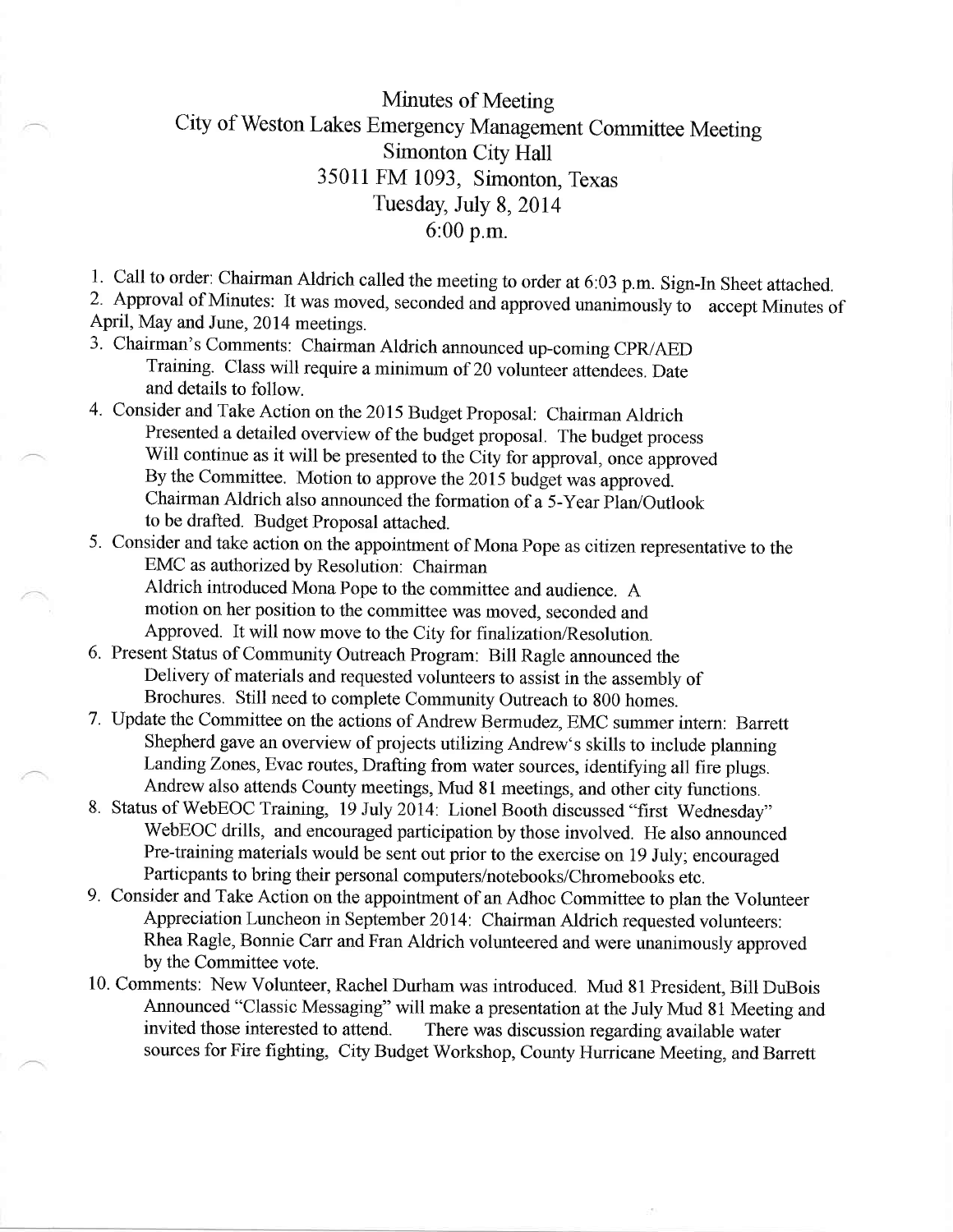# Minutes of Meeting

## City of Weston Lakes Emergency Management Committee Meeting

## Simonton City Hall

## 35011 FM 1093, Simonton, Texas

## Tuesday, July 8, 2014

## 6:00 p.m.

1. Call to order: Chairman Aldrich called the meeting to order at 6:03 p.m. Sign-In Sheet attached.
2. Approval of Minutes: It was moved, seconded and approved unanimously to accept Minutes of April, May and June, 2014 meetings.
3. Chairman's Comments: Chairman Aldrich announced up-coming CPR/AED Training. Class will require a minimum of 20 volunteer attendees. Date and details to follow.
4. Consider and Take Action on the 2015 Budget Proposal: Chairman Aldrich Presented a detailed overview of the budget proposal. The budget process Will continue as it will be presented to the City for approval, once approved By the Committee. Motion to approve the 2015 budget was approved. Chairman Aldrich also announced the formation of a 5-Year Plan/Outlook to be drafted. Budget Proposal attached.
5. Consider and take action on the appointment of Mona Pope as citizen representative to the EMC as authorized by Resolution: Chairman Aldrich introduced Mona Pope to the committee and audience. A motion on her position to the committee was moved, seconded and Approved. It will now move to the City for finalization/Resolution.
6. Present Status of Community Outreach Program: Bill Ragle announced the Delivery of materials and requested volunteers to assist in the assembly of Brochures. Still need to complete Community Outreach to 800 homes.
7. Update the Committee on the actions of Andrew Bermudez, EMC summer intern: Barrett Shepherd gave an overview of projects utilizing Andrew's skills to include planning Landing Zones, Evac routes, Drafting from water sources, identifying all fire plugs. Andrew also attends County meetings, Mud 81 meetings, and other city functions.
8. Status of WebEOC Training, 19 July 2014: Lionel Booth discussed "first Wednesday" WebEOC drills, and encouraged participation by those involved. He also announced Pre-training materials would be sent out prior to the exercise on 19 July; encouraged Particpants to bring their personal computers/notebooks/Chromebooks etc.
9. Consider and Take Action on the appointment of an Adhoc Committee to plan the Volunteer Appreciation Luncheon in September 2014: Chairman Aldrich requested volunteers: Rhea Ragle, Bonnie Carr and Fran Aldrich volunteered and were unanimously approved by the Committee vote.
10. Comments: New Volunteer, Rachel Durham was introduced. Mud 81 President, Bill DuBois Announced "Classic Messaging" will make a presentation at the July Mud 81 Meeting and invited those interested to attend. There was discussion regarding available water sources for Fire fighting, City Budget Workshop, County Hurricane Meeting, and Barrett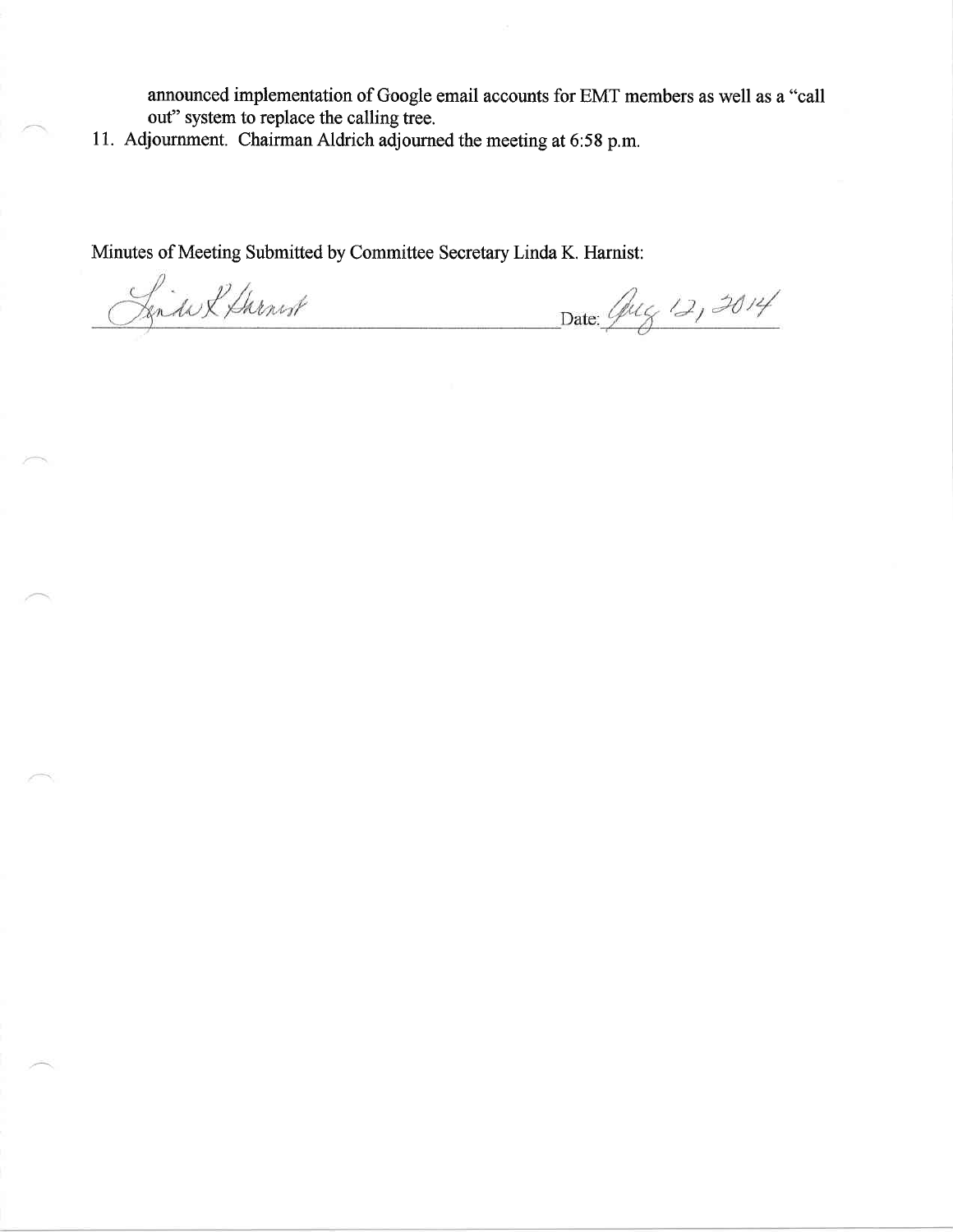announced implementation of Google email accounts for EMT members as well as a "call out" system to replace the calling tree.

11. Adjournment. Chairman Aldrich adjourned the meeting at 6:58 p.m.

Minutes of Meeting Submitted by Committee Secretary Linda K. Harnist:

Linda K Harnist ____________________ Date: Aug 12, 2014